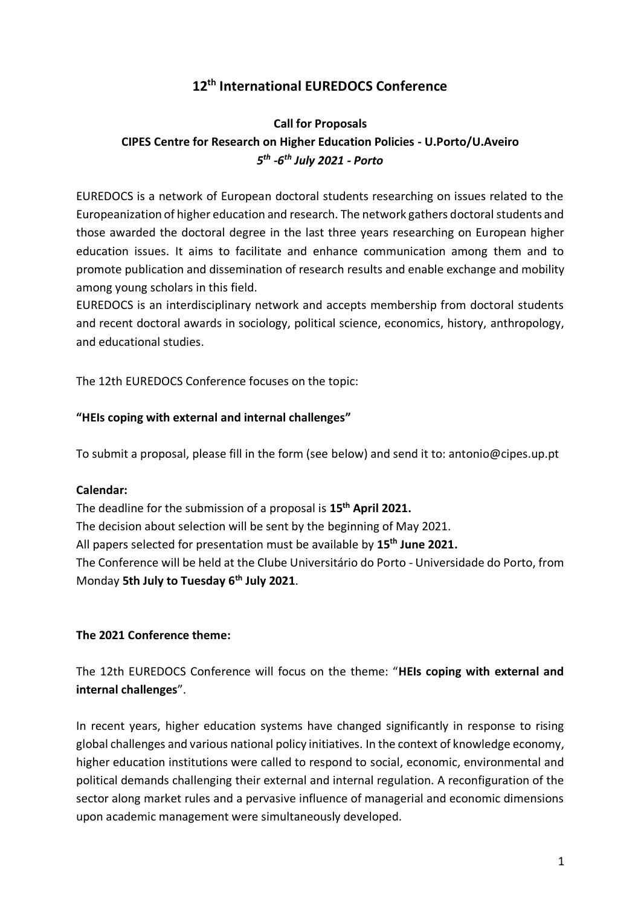# 12th International EUREDOCS Conference

## Call for Proposals

### CIPES Centre for Research on Higher Education Policies - U.Porto/U.Aveiro

***5th -6th July 2021 - Porto***

EUREDOCS is a network of European doctoral students researching on issues related to the Europeanization of higher education and research. The network gathers doctoral students and those awarded the doctoral degree in the last three years researching on European higher education issues. It aims to facilitate and enhance communication among them and to promote publication and dissemination of research results and enable exchange and mobility among young scholars in this field.

EUREDOCS is an interdisciplinary network and accepts membership from doctoral students and recent doctoral awards in sociology, political science, economics, history, anthropology, and educational studies.

The 12th EUREDOCS Conference focuses on the topic:

**"HEIs coping with external and internal challenges"**

To submit a proposal, please fill in the form (see below) and send it to: antonio@cipes.up.pt

**Calendar:**

The deadline for the submission of a proposal is **15th April 2021.**

The decision about selection will be sent by the beginning of May 2021.

All papers selected for presentation must be available by **15th June 2021.**

The Conference will be held at the Clube Universitário do Porto - Universidade do Porto, from Monday **5th July to Tuesday 6th July 2021**.

**The 2021 Conference theme:**

The 12th EUREDOCS Conference will focus on the theme: "**HEIs coping with external and internal challenges**".

In recent years, higher education systems have changed significantly in response to rising global challenges and various national policy initiatives. In the context of knowledge economy, higher education institutions were called to respond to social, economic, environmental and political demands challenging their external and internal regulation. A reconfiguration of the sector along market rules and a pervasive influence of managerial and economic dimensions upon academic management were simultaneously developed.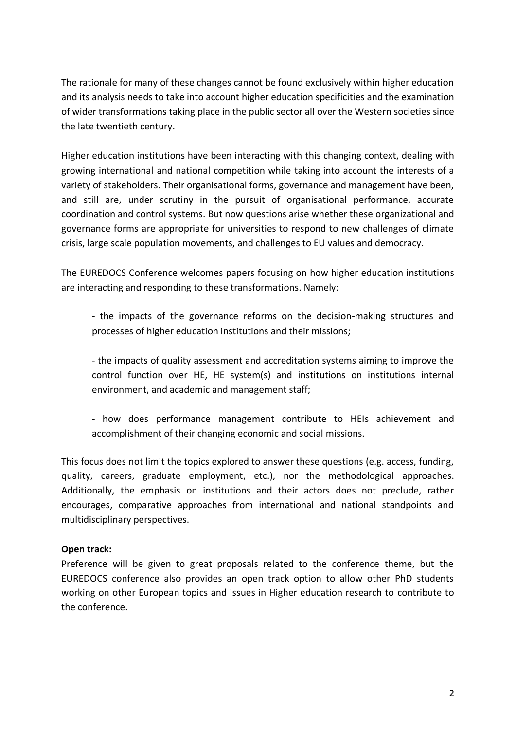The rationale for many of these changes cannot be found exclusively within higher education and its analysis needs to take into account higher education specificities and the examination of wider transformations taking place in the public sector all over the Western societies since the late twentieth century.

Higher education institutions have been interacting with this changing context, dealing with growing international and national competition while taking into account the interests of a variety of stakeholders. Their organisational forms, governance and management have been, and still are, under scrutiny in the pursuit of organisational performance, accurate coordination and control systems. But now questions arise whether these organizational and governance forms are appropriate for universities to respond to new challenges of climate crisis, large scale population movements, and challenges to EU values and democracy.

The EUREDOCS Conference welcomes papers focusing on how higher education institutions are interacting and responding to these transformations. Namely:

- the impacts of the governance reforms on the decision-making structures and processes of higher education institutions and their missions;

- the impacts of quality assessment and accreditation systems aiming to improve the control function over HE, HE system(s) and institutions on institutions internal environment, and academic and management staff;

- how does performance management contribute to HEIs achievement and accomplishment of their changing economic and social missions.

This focus does not limit the topics explored to answer these questions (e.g. access, funding, quality, careers, graduate employment, etc.), nor the methodological approaches. Additionally, the emphasis on institutions and their actors does not preclude, rather encourages, comparative approaches from international and national standpoints and multidisciplinary perspectives.

**Open track:**

Preference will be given to great proposals related to the conference theme, but the EUREDOCS conference also provides an open track option to allow other PhD students working on other European topics and issues in Higher education research to contribute to the conference.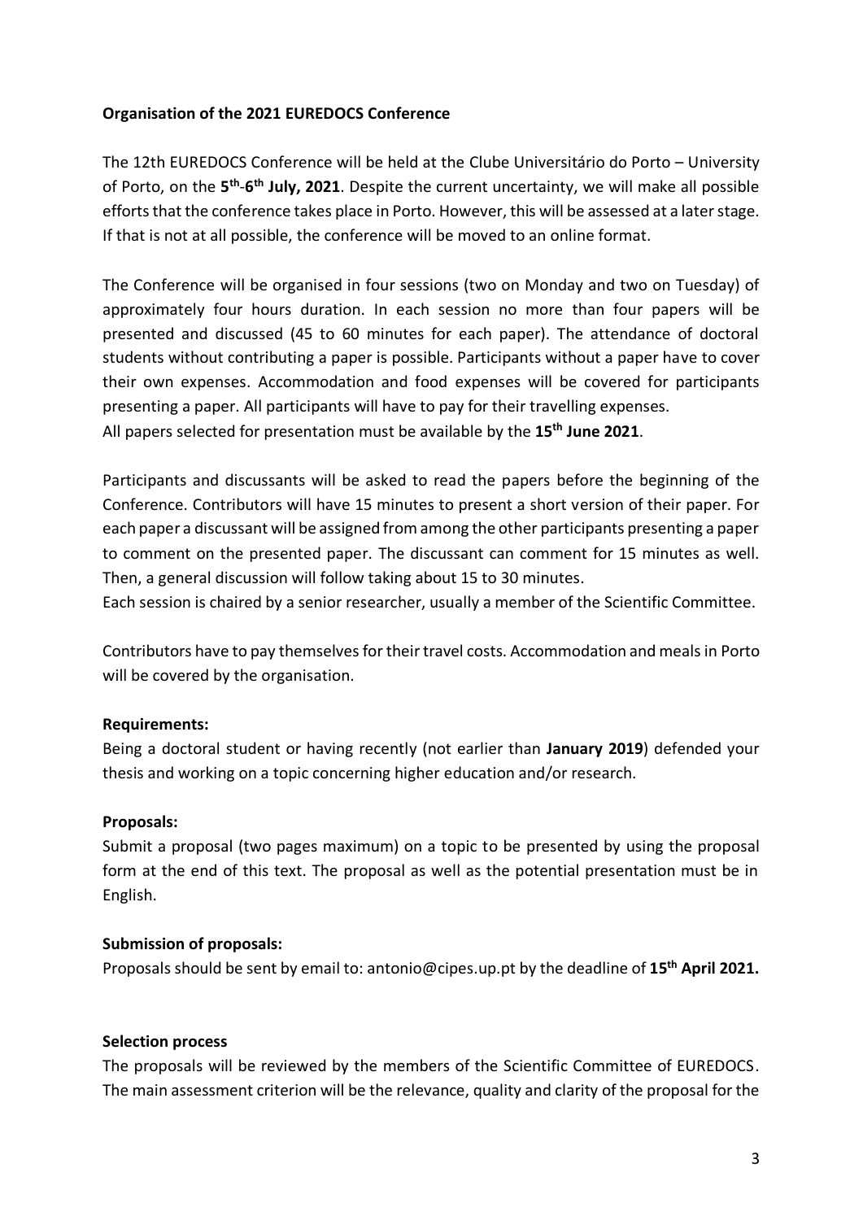**Organisation of the 2021 EUREDOCS Conference**

The 12th EUREDOCS Conference will be held at the Clube Universitário do Porto – University of Porto, on the **5th-6th July, 2021**. Despite the current uncertainty, we will make all possible efforts that the conference takes place in Porto. However, this will be assessed at a later stage. If that is not at all possible, the conference will be moved to an online format.

The Conference will be organised in four sessions (two on Monday and two on Tuesday) of approximately four hours duration. In each session no more than four papers will be presented and discussed (45 to 60 minutes for each paper). The attendance of doctoral students without contributing a paper is possible. Participants without a paper have to cover their own expenses. Accommodation and food expenses will be covered for participants presenting a paper. All participants will have to pay for their travelling expenses.
All papers selected for presentation must be available by the **15th June 2021**.

Participants and discussants will be asked to read the papers before the beginning of the Conference. Contributors will have 15 minutes to present a short version of their paper. For each paper a discussant will be assigned from among the other participants presenting a paper to comment on the presented paper. The discussant can comment for 15 minutes as well. Then, a general discussion will follow taking about 15 to 30 minutes.
Each session is chaired by a senior researcher, usually a member of the Scientific Committee.

Contributors have to pay themselves for their travel costs. Accommodation and meals in Porto will be covered by the organisation.

**Requirements:**
Being a doctoral student or having recently (not earlier than **January 2019**) defended your thesis and working on a topic concerning higher education and/or research.

**Proposals:**
Submit a proposal (two pages maximum) on a topic to be presented by using the proposal form at the end of this text. The proposal as well as the potential presentation must be in English.

**Submission of proposals:**
Proposals should be sent by email to: antonio@cipes.up.pt by the deadline of **15th April 2021.**

**Selection process**
The proposals will be reviewed by the members of the Scientific Committee of EUREDOCS. The main assessment criterion will be the relevance, quality and clarity of the proposal for the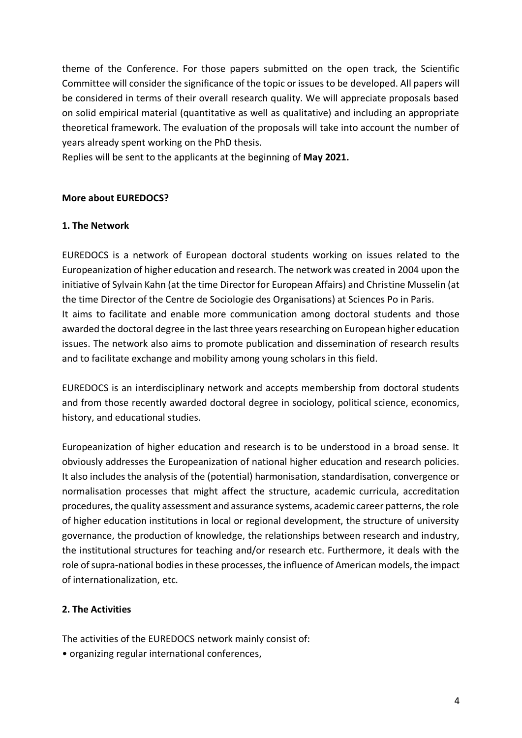theme of the Conference. For those papers submitted on the open track, the Scientific Committee will consider the significance of the topic or issues to be developed. All papers will be considered in terms of their overall research quality. We will appreciate proposals based on solid empirical material (quantitative as well as qualitative) and including an appropriate theoretical framework. The evaluation of the proposals will take into account the number of years already spent working on the PhD thesis.
Replies will be sent to the applicants at the beginning of **May 2021.**

**More about EUREDOCS?**

**1. The Network**

EUREDOCS is a network of European doctoral students working on issues related to the Europeanization of higher education and research. The network was created in 2004 upon the initiative of Sylvain Kahn (at the time Director for European Affairs) and Christine Musselin (at the time Director of the Centre de Sociologie des Organisations) at Sciences Po in Paris.
It aims to facilitate and enable more communication among doctoral students and those awarded the doctoral degree in the last three years researching on European higher education issues. The network also aims to promote publication and dissemination of research results and to facilitate exchange and mobility among young scholars in this field.

EUREDOCS is an interdisciplinary network and accepts membership from doctoral students and from those recently awarded doctoral degree in sociology, political science, economics, history, and educational studies.

Europeanization of higher education and research is to be understood in a broad sense. It obviously addresses the Europeanization of national higher education and research policies. It also includes the analysis of the (potential) harmonisation, standardisation, convergence or normalisation processes that might affect the structure, academic curricula, accreditation procedures, the quality assessment and assurance systems, academic career patterns, the role of higher education institutions in local or regional development, the structure of university governance, the production of knowledge, the relationships between research and industry, the institutional structures for teaching and/or research etc. Furthermore, it deals with the role of supra-national bodies in these processes, the influence of American models, the impact of internationalization, etc.

**2. The Activities**

The activities of the EUREDOCS network mainly consist of:

- organizing regular international conferences,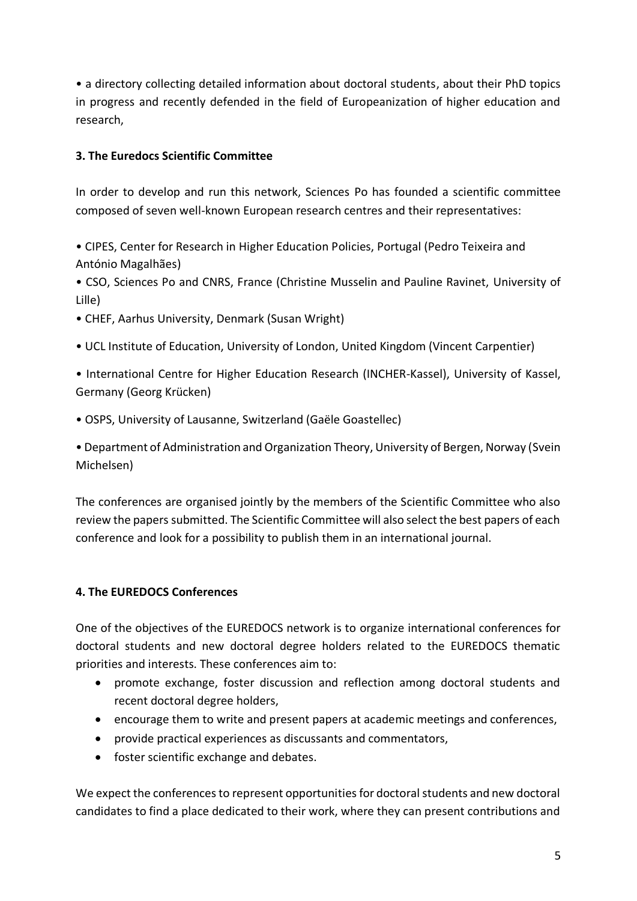• a directory collecting detailed information about doctoral students, about their PhD topics in progress and recently defended in the field of Europeanization of higher education and research,

**3. The Euredocs Scientific Committee**

In order to develop and run this network, Sciences Po has founded a scientific committee composed of seven well-known European research centres and their representatives:

• CIPES, Center for Research in Higher Education Policies, Portugal (Pedro Teixeira and António Magalhães)

• CSO, Sciences Po and CNRS, France (Christine Musselin and Pauline Ravinet, University of Lille)

• CHEF, Aarhus University, Denmark (Susan Wright)

• UCL Institute of Education, University of London, United Kingdom (Vincent Carpentier)

• International Centre for Higher Education Research (INCHER-Kassel), University of Kassel, Germany (Georg Krücken)

• OSPS, University of Lausanne, Switzerland (Gaële Goastellec)

• Department of Administration and Organization Theory, University of Bergen, Norway (Svein Michelsen)

The conferences are organised jointly by the members of the Scientific Committee who also review the papers submitted. The Scientific Committee will also select the best papers of each conference and look for a possibility to publish them in an international journal.

**4. The EUREDOCS Conferences**

One of the objectives of the EUREDOCS network is to organize international conferences for doctoral students and new doctoral degree holders related to the EUREDOCS thematic priorities and interests. These conferences aim to:

- promote exchange, foster discussion and reflection among doctoral students and recent doctoral degree holders,
- encourage them to write and present papers at academic meetings and conferences,
- provide practical experiences as discussants and commentators,
- foster scientific exchange and debates.

We expect the conferences to represent opportunities for doctoral students and new doctoral candidates to find a place dedicated to their work, where they can present contributions and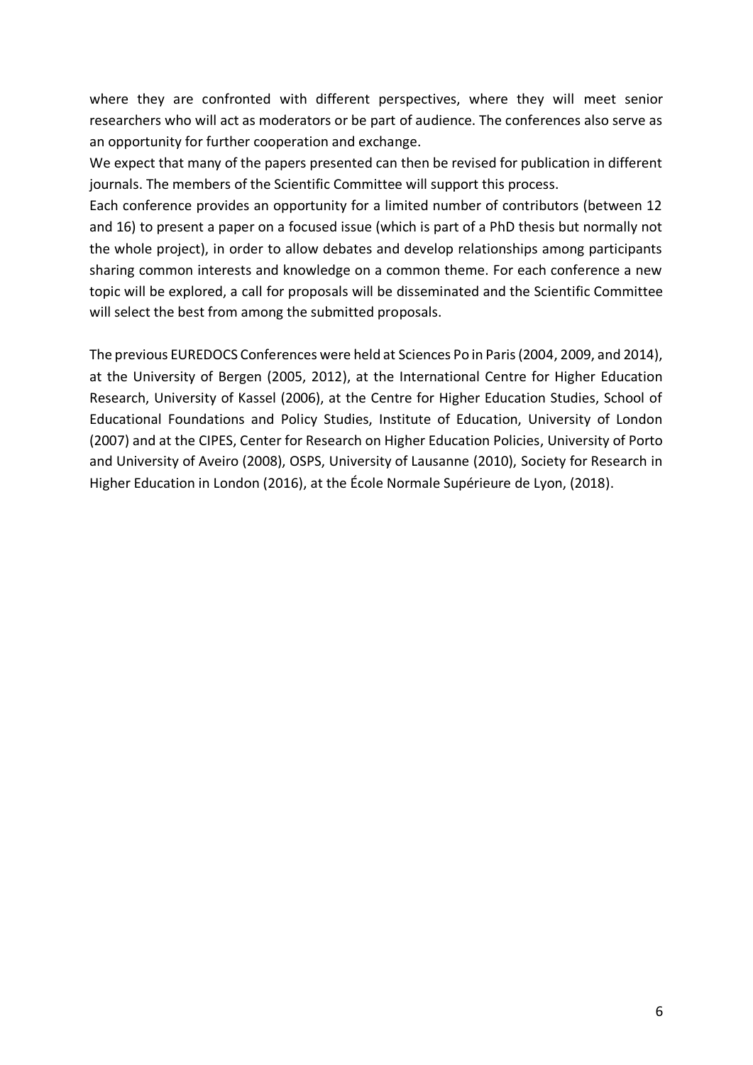where they are confronted with different perspectives, where they will meet senior researchers who will act as moderators or be part of audience. The conferences also serve as an opportunity for further cooperation and exchange.

We expect that many of the papers presented can then be revised for publication in different journals. The members of the Scientific Committee will support this process.

Each conference provides an opportunity for a limited number of contributors (between 12 and 16) to present a paper on a focused issue (which is part of a PhD thesis but normally not the whole project), in order to allow debates and develop relationships among participants sharing common interests and knowledge on a common theme. For each conference a new topic will be explored, a call for proposals will be disseminated and the Scientific Committee will select the best from among the submitted proposals.

The previous EUREDOCS Conferences were held at Sciences Po in Paris (2004, 2009, and 2014), at the University of Bergen (2005, 2012), at the International Centre for Higher Education Research, University of Kassel (2006), at the Centre for Higher Education Studies, School of Educational Foundations and Policy Studies, Institute of Education, University of London (2007) and at the CIPES, Center for Research on Higher Education Policies, University of Porto and University of Aveiro (2008), OSPS, University of Lausanne (2010), Society for Research in Higher Education in London (2016), at the École Normale Supérieure de Lyon, (2018).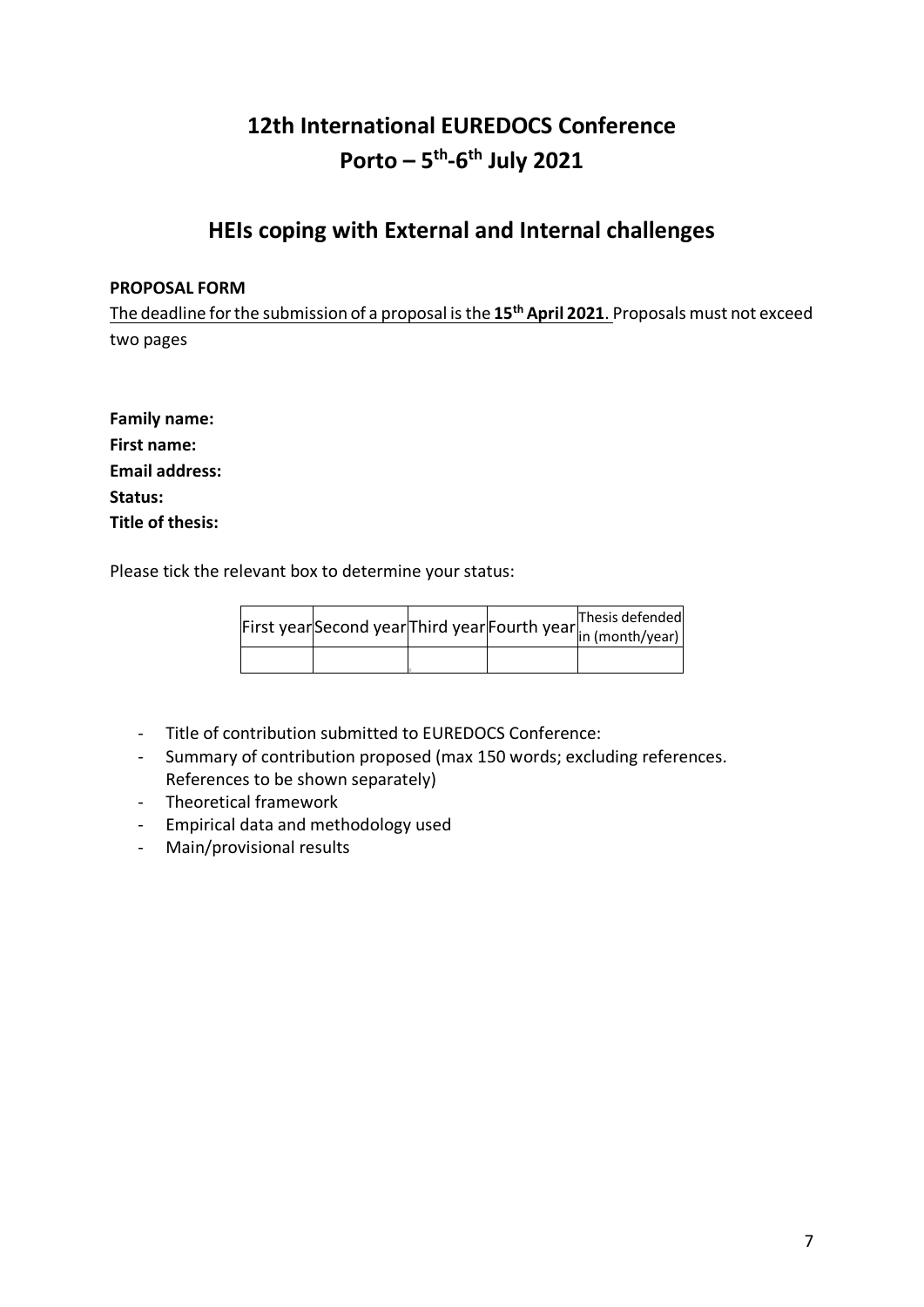# 12th International EUREDOCS Conference
# Porto – 5th-6th July 2021

## HEIs coping with External and Internal challenges

**PROPOSAL FORM**

The deadline for the submission of a proposal is the **15th April 2021**. Proposals must not exceed two pages

**Family name:**
**First name:**
**Email address:**
**Status:**
**Title of thesis:**

Please tick the relevant box to determine your status:

| First year | Second year | Third year | Fourth year | Thesis defended in (month/year) |
|---|---|---|---|---|
| | | | | |

- Title of contribution submitted to EUREDOCS Conference:
- Summary of contribution proposed (max 150 words; excluding references. References to be shown separately)
- Theoretical framework
- Empirical data and methodology used
- Main/provisional results